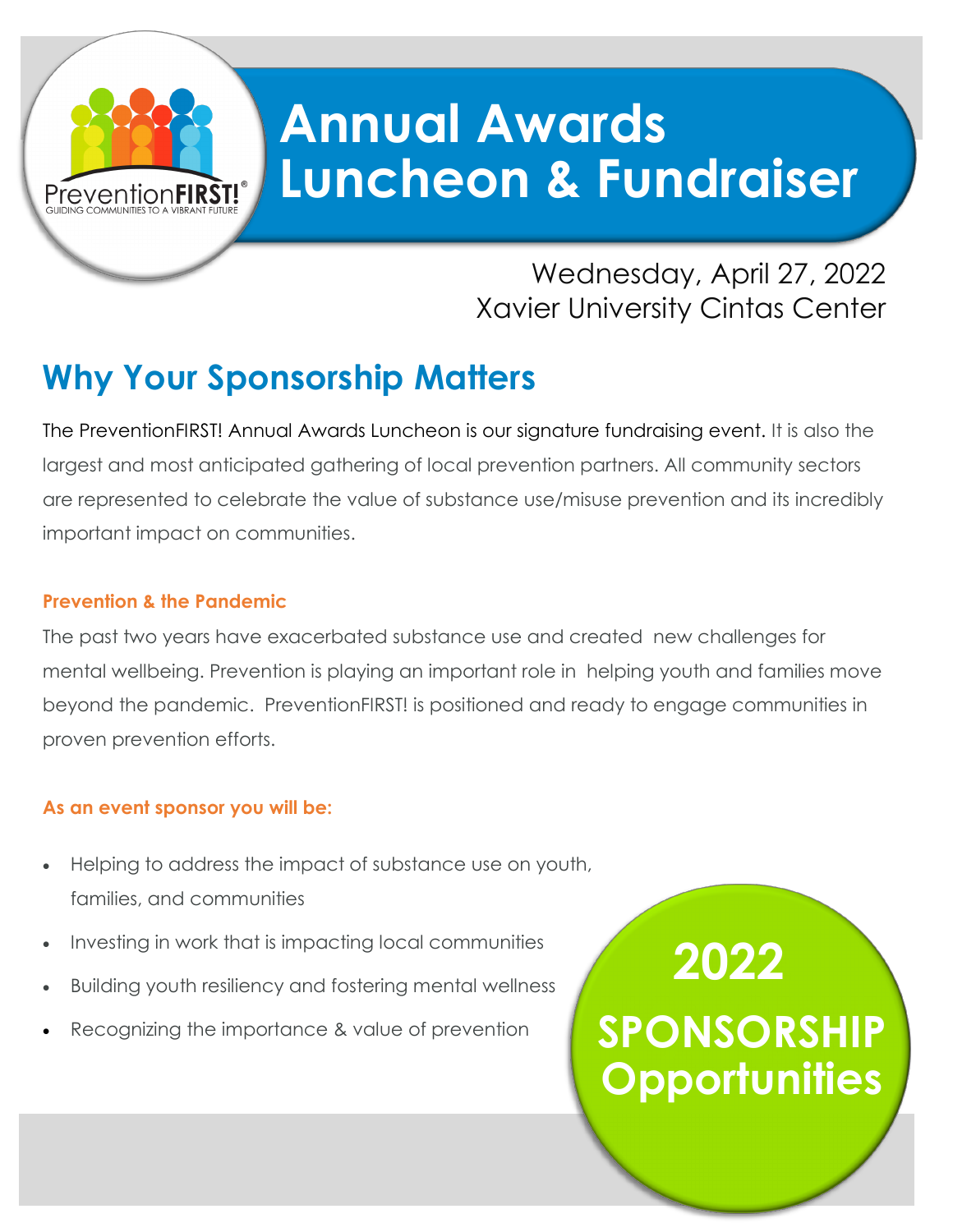PreventionFIRST!®
GUIDING COMMUNITIES TO A VIBRANT FUTURE

# Annual Awards Luncheon & Fundraiser

Wednesday, April 27, 2022
Xavier University Cintas Center

## Why Your Sponsorship Matters

The PreventionFIRST! Annual Awards Luncheon is our signature fundraising event. It is also the largest and most anticipated gathering of local prevention partners. All community sectors are represented to celebrate the value of substance use/misuse prevention and its incredibly important impact on communities.

### Prevention & the Pandemic

The past two years have exacerbated substance use and created new challenges for mental wellbeing. Prevention is playing an important role in helping youth and families move beyond the pandemic. PreventionFIRST! is positioned and ready to engage communities in proven prevention efforts.

### As an event sponsor you will be:

- Helping to address the impact of substance use on youth, families, and communities
- Investing in work that is impacting local communities
- Building youth resiliency and fostering mental wellness
- Recognizing the importance & value of prevention

**2022 SPONSORSHIP Opportunities**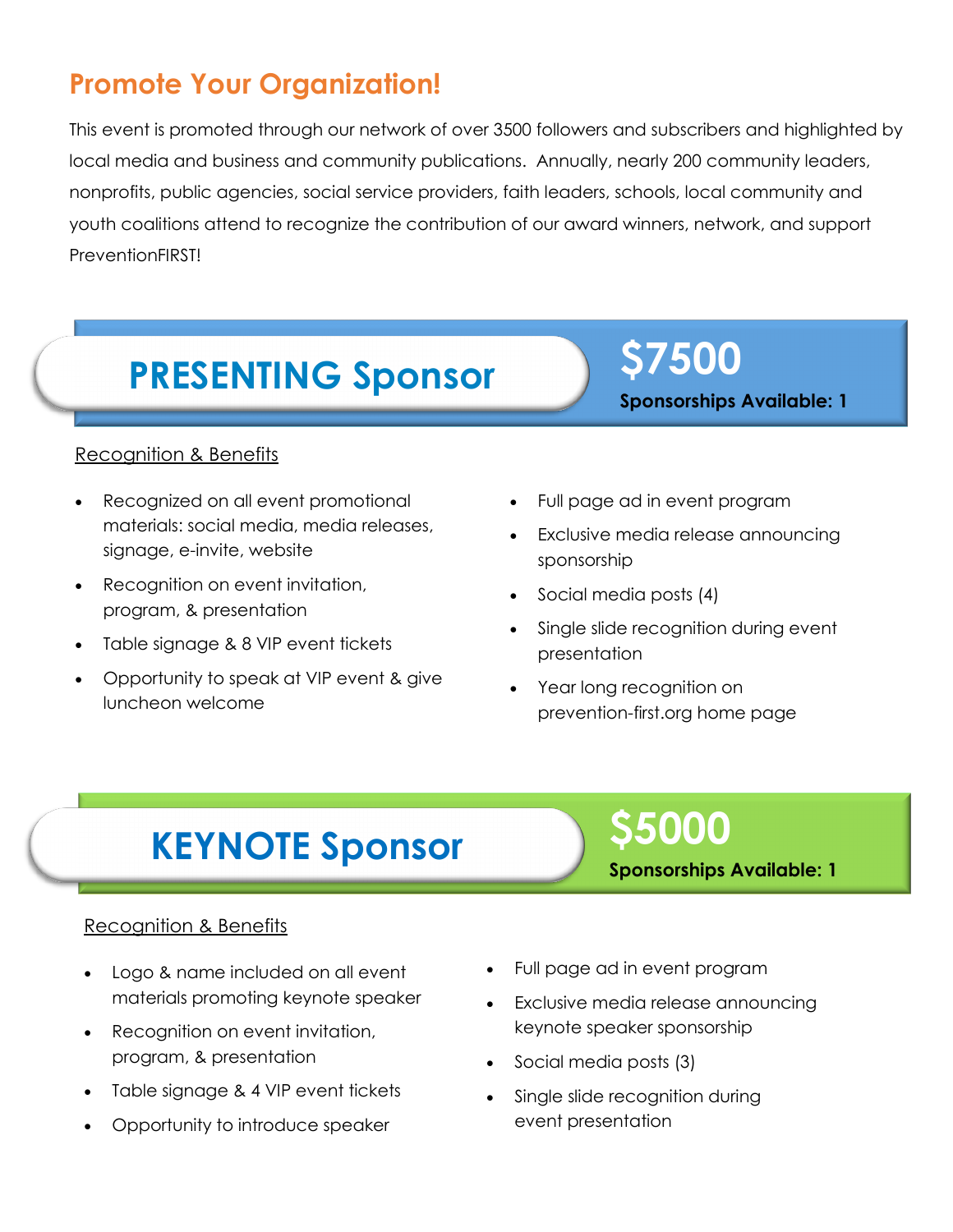## Promote Your Organization!

This event is promoted through our network of over 3500 followers and subscribers and highlighted by local media and business and community publications. Annually, nearly 200 community leaders, nonprofits, public agencies, social service providers, faith leaders, schools, local community and youth coalitions attend to recognize the contribution of our award winners, network, and support PreventionFIRST!

## PRESENTING Sponsor

**$7500**

**Sponsorships Available: 1**

Recognition & Benefits

- Recognized on all event promotional materials: social media, media releases, signage, e-invite, website
- Recognition on event invitation, program, & presentation
- Table signage & 8 VIP event tickets
- Opportunity to speak at VIP event & give luncheon welcome
- Full page ad in event program
- Exclusive media release announcing sponsorship
- Social media posts (4)
- Single slide recognition during event presentation
- Year long recognition on prevention-first.org home page

## KEYNOTE Sponsor

**$5000**

**Sponsorships Available: 1**

Recognition & Benefits

- Logo & name included on all event materials promoting keynote speaker
- Recognition on event invitation, program, & presentation
- Table signage & 4 VIP event tickets
- Opportunity to introduce speaker
- Full page ad in event program
- Exclusive media release announcing keynote speaker sponsorship
- Social media posts (3)
- Single slide recognition during event presentation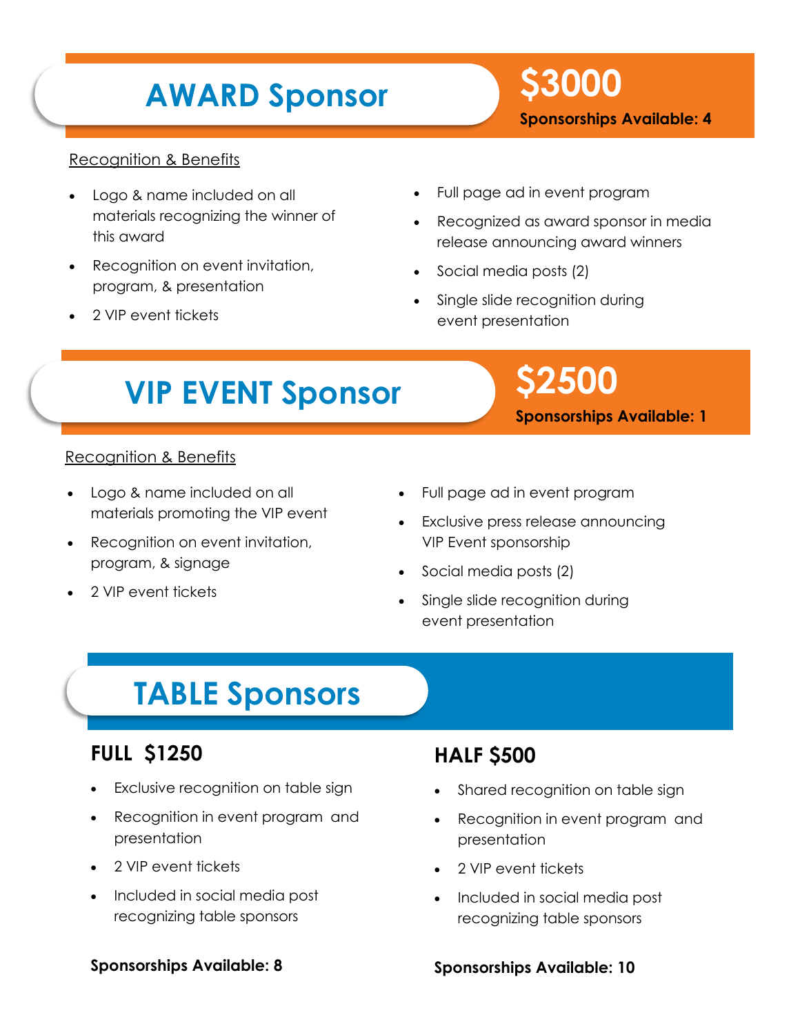## AWARD Sponsor

**$3000**

**Sponsorships Available: 4**

Recognition & Benefits

- Logo & name included on all materials recognizing the winner of this award
- Recognition on event invitation, program, & presentation
- 2 VIP event tickets
- Full page ad in event program
- Recognized as award sponsor in media release announcing award winners
- Social media posts (2)
- Single slide recognition during event presentation

## VIP EVENT Sponsor

**$2500**

**Sponsorships Available: 1**

Recognition & Benefits

- Logo & name included on all materials promoting the VIP event
- Recognition on event invitation, program, & signage
- 2 VIP event tickets
- Full page ad in event program
- Exclusive press release announcing VIP Event sponsorship
- Social media posts (2)
- Single slide recognition during event presentation

## TABLE Sponsors

### FULL $1250

- Exclusive recognition on table sign
- Recognition in event program and presentation
- 2 VIP event tickets
- Included in social media post recognizing table sponsors

**Sponsorships Available: 8**

### HALF $500

- Shared recognition on table sign
- Recognition in event program and presentation
- 2 VIP event tickets
- Included in social media post recognizing table sponsors

**Sponsorships Available: 10**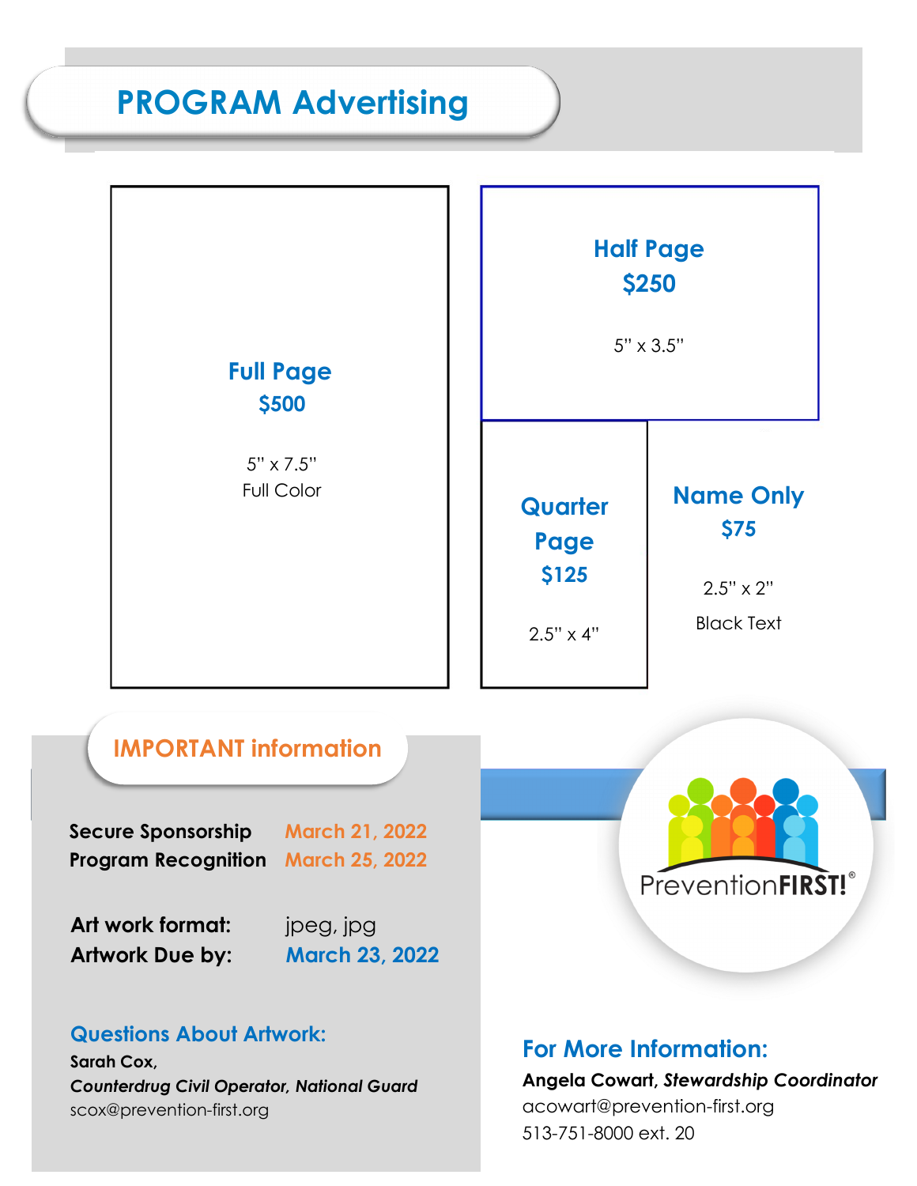# PROGRAM Advertising

**Full Page**
**$500**

5" x 7.5"
Full Color

**Half Page**
**$250**

5" x 3.5"

**Quarter Page**
**$125**

2.5" x 4"

**Name Only**
**$75**

2.5" x 2"

Black Text

## IMPORTANT information

**Secure Sponsorship** March 21, 2022
**Program Recognition** March 25, 2022

**Art work format:** jpeg, jpg
**Artwork Due by:** March 23, 2022

### Questions About Artwork:

**Sarah Cox,**
***Counterdrug Civil Operator, National Guard***
scox@prevention-first.org

PreventionFIRST!®

### For More Information:

**Angela Cowart, *Stewardship Coordinator***
acowart@prevention-first.org
513-751-8000 ext. 20